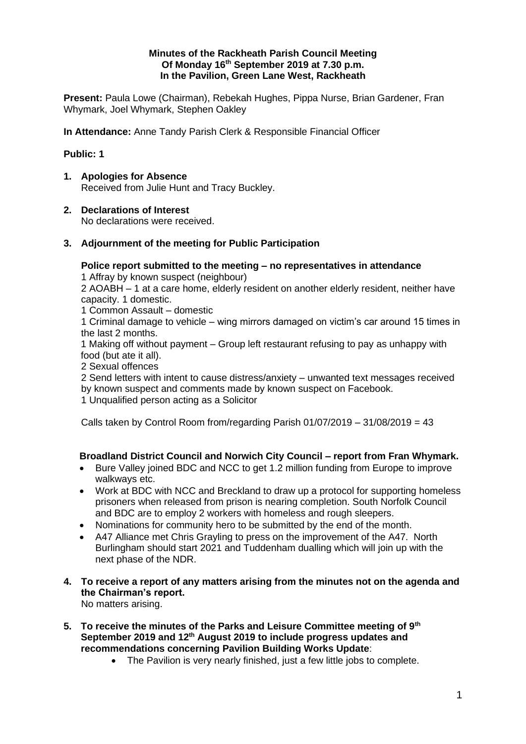**Minutes of the Rackheath Parish Council Meeting**
**Of Monday 16th September 2019 at 7.30 p.m.**
**In the Pavilion, Green Lane West, Rackheath**

**Present:** Paula Lowe (Chairman), Rebekah Hughes, Pippa Nurse, Brian Gardener, Fran Whymark, Joel Whymark, Stephen Oakley

**In Attendance:** Anne Tandy Parish Clerk & Responsible Financial Officer

**Public: 1**

1. **Apologies for Absence**
   Received from Julie Hunt and Tracy Buckley.

2. **Declarations of Interest**
   No declarations were received.

3. **Adjournment of the meeting for Public Participation**

   **Police report submitted to the meeting – no representatives in attendance**
   1 Affray by known suspect (neighbour)
   2 AOABH – 1 at a care home, elderly resident on another elderly resident, neither have capacity. 1 domestic.
   1 Common Assault – domestic
   1 Criminal damage to vehicle – wing mirrors damaged on victim's car around 15 times in the last 2 months.
   1 Making off without payment – Group left restaurant refusing to pay as unhappy with food (but ate it all).
   2 Sexual offences
   2 Send letters with intent to cause distress/anxiety – unwanted text messages received by known suspect and comments made by known suspect on Facebook.
   1 Unqualified person acting as a Solicitor

   Calls taken by Control Room from/regarding Parish 01/07/2019 – 31/08/2019 = 43

   **Broadland District Council and Norwich City Council – report from Fran Whymark.**
   - Bure Valley joined BDC and NCC to get 1.2 million funding from Europe to improve walkways etc.
   - Work at BDC with NCC and Breckland to draw up a protocol for supporting homeless prisoners when released from prison is nearing completion. South Norfolk Council and BDC are to employ 2 workers with homeless and rough sleepers.
   - Nominations for community hero to be submitted by the end of the month.
   - A47 Alliance met Chris Grayling to press on the improvement of the A47. North Burlingham should start 2021 and Tuddenham dualling which will join up with the next phase of the NDR.

4. **To receive a report of any matters arising from the minutes not on the agenda and the Chairman's report.**
   No matters arising.

5. **To receive the minutes of the Parks and Leisure Committee meeting of 9th September 2019 and 12th August 2019 to include progress updates and recommendations concerning Pavilion Building Works Update**:
   - The Pavilion is very nearly finished, just a few little jobs to complete.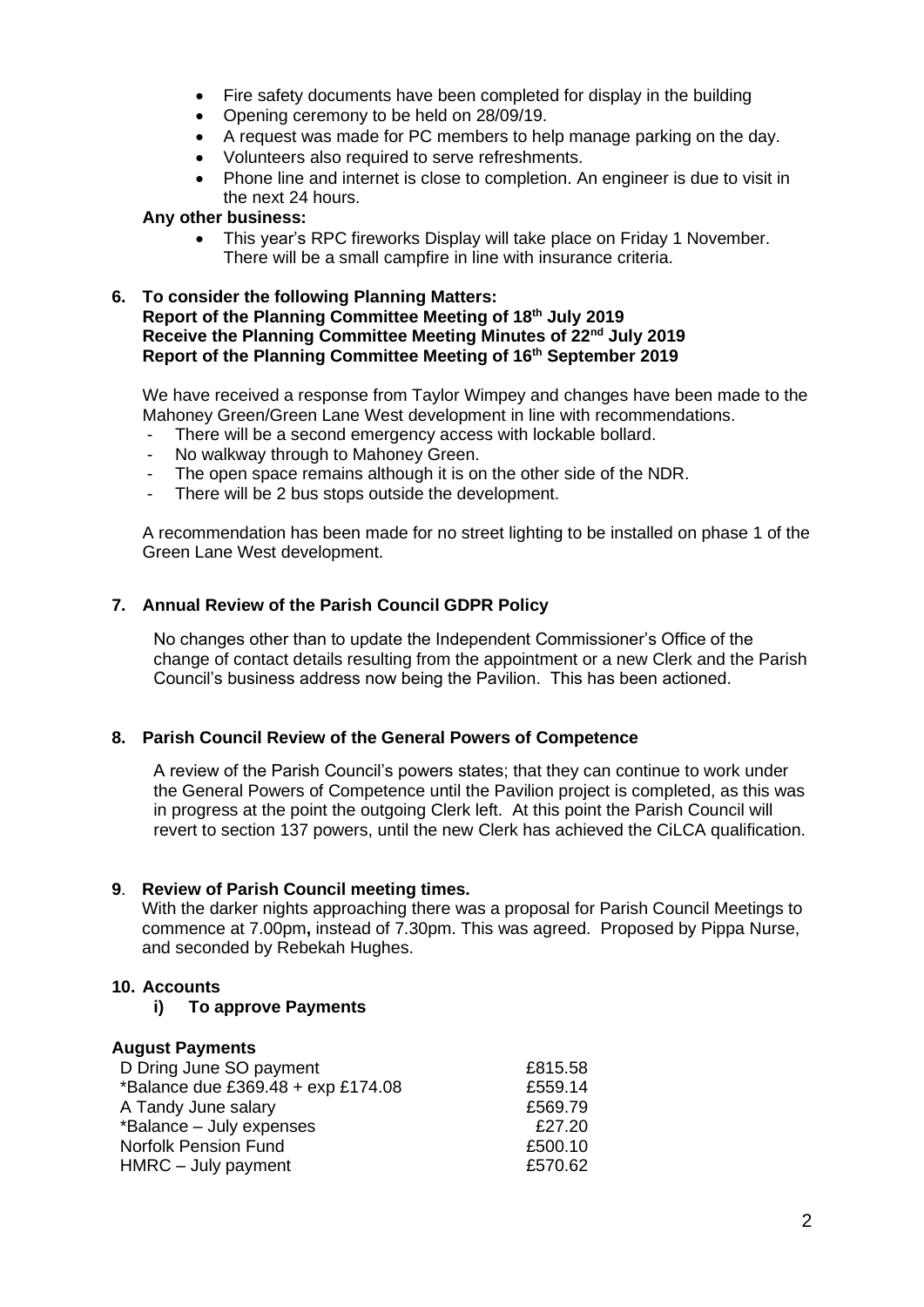- Fire safety documents have been completed for display in the building
- Opening ceremony to be held on 28/09/19.
- A request was made for PC members to help manage parking on the day.
- Volunteers also required to serve refreshments.
- Phone line and internet is close to completion. An engineer is due to visit in the next 24 hours.

**Any other business:**

- This year's RPC fireworks Display will take place on Friday 1 November. There will be a small campfire in line with insurance criteria.

**6. To consider the following Planning Matters:**
**Report of the Planning Committee Meeting of 18th July 2019**
**Receive the Planning Committee Meeting Minutes of 22nd July 2019**
**Report of the Planning Committee Meeting of 16th September 2019**

We have received a response from Taylor Wimpey and changes have been made to the Mahoney Green/Green Lane West development in line with recommendations.

- There will be a second emergency access with lockable bollard.
- No walkway through to Mahoney Green.
- The open space remains although it is on the other side of the NDR.
- There will be 2 bus stops outside the development.

A recommendation has been made for no street lighting to be installed on phase 1 of the Green Lane West development.

**7. Annual Review of the Parish Council GDPR Policy**

No changes other than to update the Independent Commissioner's Office of the change of contact details resulting from the appointment or a new Clerk and the Parish Council's business address now being the Pavilion. This has been actioned.

**8. Parish Council Review of the General Powers of Competence**

A review of the Parish Council's powers states; that they can continue to work under the General Powers of Competence until the Pavilion project is completed, as this was in progress at the point the outgoing Clerk left. At this point the Parish Council will revert to section 137 powers, until the new Clerk has achieved the CiLCA qualification.

**9. Review of Parish Council meeting times.**

With the darker nights approaching there was a proposal for Parish Council Meetings to commence at 7.00pm**,** instead of 7.30pm. This was agreed. Proposed by Pippa Nurse, and seconded by Rebekah Hughes.

**10. Accounts**

**i) To approve Payments**

**August Payments**

| | |
|---|---|
| D Dring June SO payment | £815.58 |
| *Balance due £369.48 + exp £174.08 | £559.14 |
| A Tandy June salary | £569.79 |
| *Balance – July expenses | £27.20 |
| Norfolk Pension Fund | £500.10 |
| HMRC – July payment | £570.62 |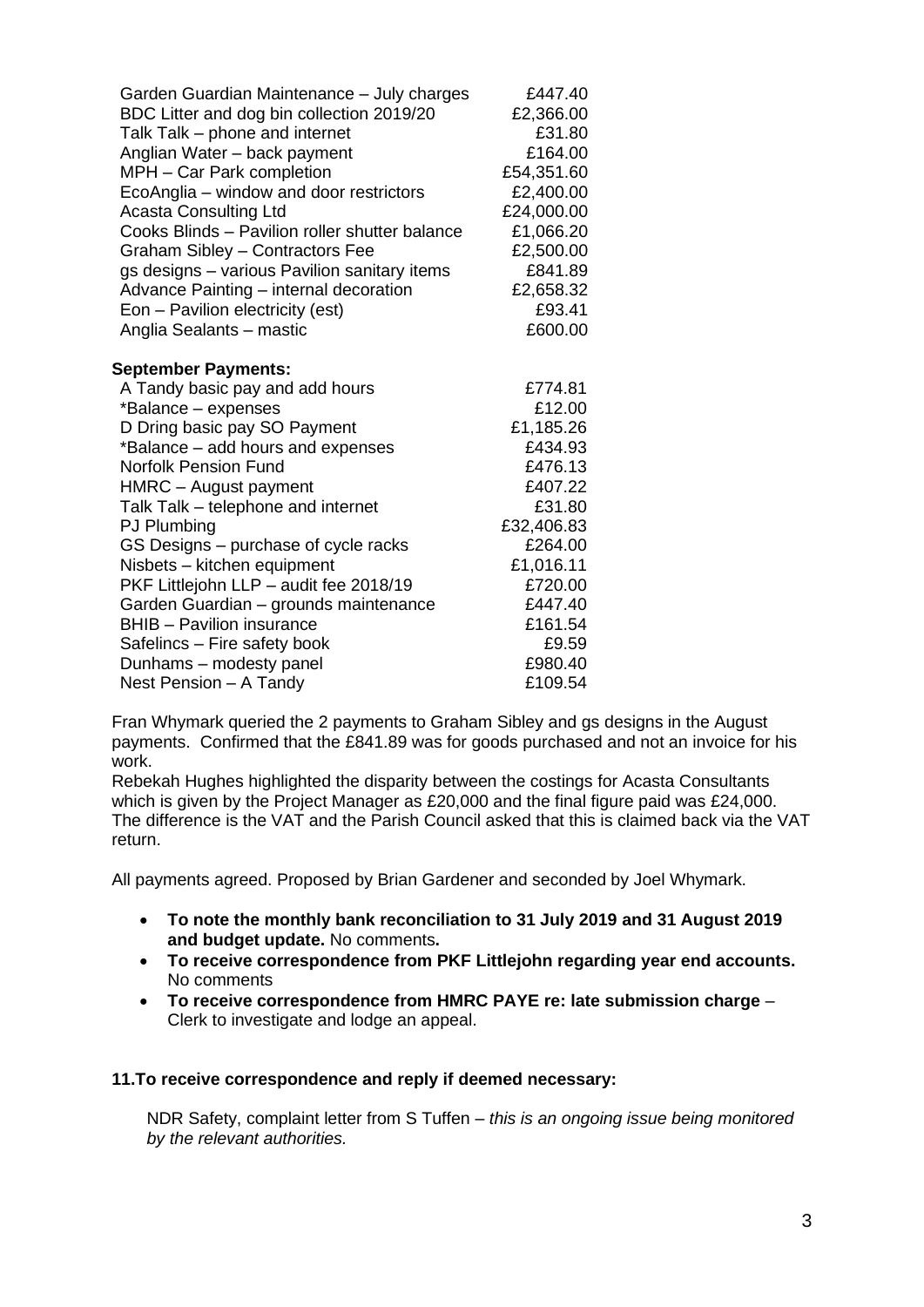| | |
|---|---|
| Garden Guardian Maintenance – July charges | £447.40 |
| BDC Litter and dog bin collection 2019/20 | £2,366.00 |
| Talk Talk – phone and internet | £31.80 |
| Anglian Water – back payment | £164.00 |
| MPH – Car Park completion | £54,351.60 |
| EcoAnglia – window and door restrictors | £2,400.00 |
| Acasta Consulting Ltd | £24,000.00 |
| Cooks Blinds – Pavilion roller shutter balance | £1,066.20 |
| Graham Sibley – Contractors Fee | £2,500.00 |
| gs designs – various Pavilion sanitary items | £841.89 |
| Advance Painting – internal decoration | £2,658.32 |
| Eon – Pavilion electricity (est) | £93.41 |
| Anglia Sealants – mastic | £600.00 |

**September Payments:**

| | |
|---|---|
| A Tandy basic pay and add hours | £774.81 |
| *Balance – expenses | £12.00 |
| D Dring basic pay SO Payment | £1,185.26 |
| *Balance – add hours and expenses | £434.93 |
| Norfolk Pension Fund | £476.13 |
| HMRC – August payment | £407.22 |
| Talk Talk – telephone and internet | £31.80 |
| PJ Plumbing | £32,406.83 |
| GS Designs – purchase of cycle racks | £264.00 |
| Nisbets – kitchen equipment | £1,016.11 |
| PKF Littlejohn LLP – audit fee 2018/19 | £720.00 |
| Garden Guardian – grounds maintenance | £447.40 |
| BHIB – Pavilion insurance | £161.54 |
| Safelincs – Fire safety book | £9.59 |
| Dunhams – modesty panel | £980.40 |
| Nest Pension – A Tandy | £109.54 |

Fran Whymark queried the 2 payments to Graham Sibley and gs designs in the August payments. Confirmed that the £841.89 was for goods purchased and not an invoice for his work.
Rebekah Hughes highlighted the disparity between the costings for Acasta Consultants which is given by the Project Manager as £20,000 and the final figure paid was £24,000. The difference is the VAT and the Parish Council asked that this is claimed back via the VAT return.

All payments agreed. Proposed by Brian Gardener and seconded by Joel Whymark.

- **To note the monthly bank reconciliation to 31 July 2019 and 31 August 2019 and budget update.** No comments**.**
- **To receive correspondence from PKF Littlejohn regarding year end accounts.** No comments
- **To receive correspondence from HMRC PAYE re: late submission charge** – Clerk to investigate and lodge an appeal.

**11.To receive correspondence and reply if deemed necessary:**

NDR Safety, complaint letter from S Tuffen – *this is an ongoing issue being monitored by the relevant authorities.*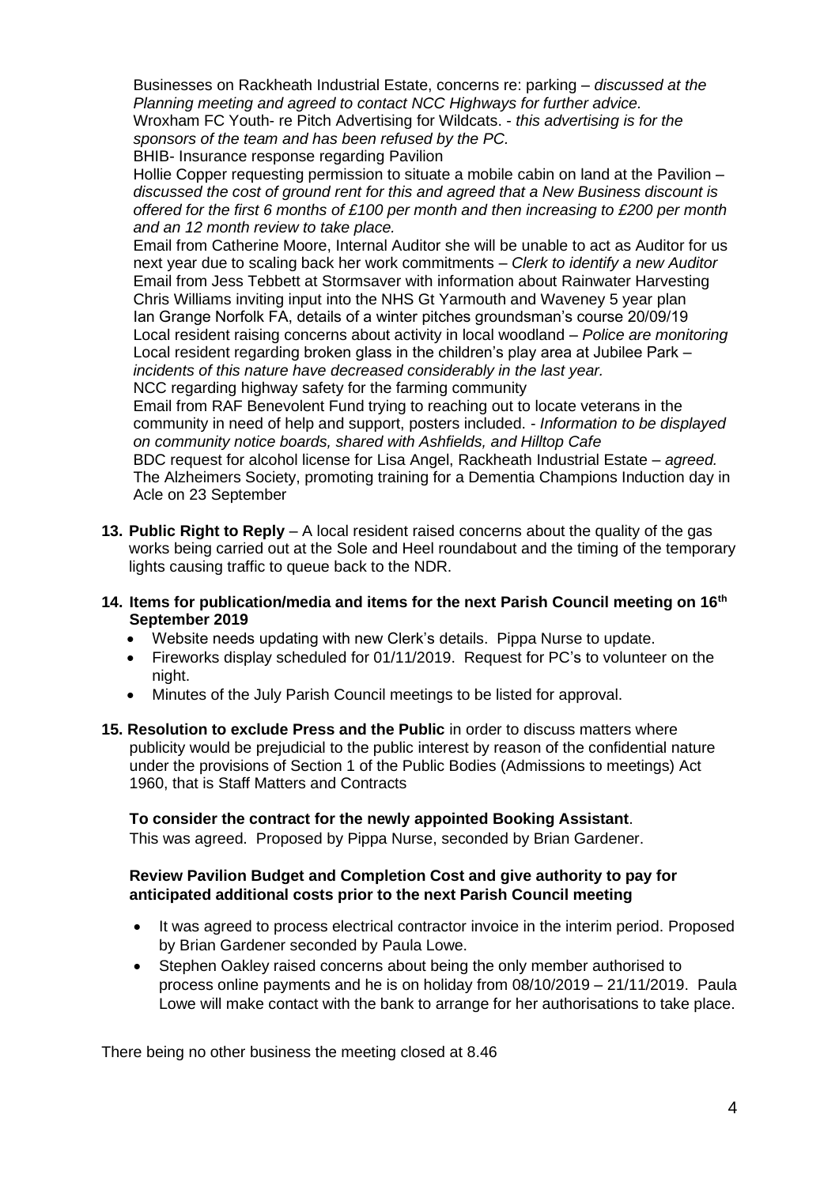Businesses on Rackheath Industrial Estate, concerns re: parking – *discussed at the Planning meeting and agreed to contact NCC Highways for further advice.*
Wroxham FC Youth- re Pitch Advertising for Wildcats. - *this advertising is for the sponsors of the team and has been refused by the PC.*
BHIB- Insurance response regarding Pavilion
Hollie Copper requesting permission to situate a mobile cabin on land at the Pavilion – *discussed the cost of ground rent for this and agreed that a New Business discount is offered for the first 6 months of £100 per month and then increasing to £200 per month and an 12 month review to take place.*
Email from Catherine Moore, Internal Auditor she will be unable to act as Auditor for us next year due to scaling back her work commitments – *Clerk to identify a new Auditor*
Email from Jess Tebbett at Stormsaver with information about Rainwater Harvesting
Chris Williams inviting input into the NHS Gt Yarmouth and Waveney 5 year plan
Ian Grange Norfolk FA, details of a winter pitches groundsman's course 20/09/19
Local resident raising concerns about activity in local woodland – *Police are monitoring*
Local resident regarding broken glass in the children's play area at Jubilee Park – *incidents of this nature have decreased considerably in the last year.*
NCC regarding highway safety for the farming community
Email from RAF Benevolent Fund trying to reaching out to locate veterans in the community in need of help and support, posters included. - *Information to be displayed on community notice boards, shared with Ashfields, and Hilltop Cafe*
BDC request for alcohol license for Lisa Angel, Rackheath Industrial Estate – *agreed.*
The Alzheimers Society, promoting training for a Dementia Champions Induction day in Acle on 23 September

**13. Public Right to Reply** – A local resident raised concerns about the quality of the gas works being carried out at the Sole and Heel roundabout and the timing of the temporary lights causing traffic to queue back to the NDR.

**14. Items for publication/media and items for the next Parish Council meeting on 16th September 2019**

- Website needs updating with new Clerk's details. Pippa Nurse to update.
- Fireworks display scheduled for 01/11/2019. Request for PC's to volunteer on the night.
- Minutes of the July Parish Council meetings to be listed for approval.

**15. Resolution to exclude Press and the Public** in order to discuss matters where publicity would be prejudicial to the public interest by reason of the confidential nature under the provisions of Section 1 of the Public Bodies (Admissions to meetings) Act 1960, that is Staff Matters and Contracts

**To consider the contract for the newly appointed Booking Assistant**.
This was agreed. Proposed by Pippa Nurse, seconded by Brian Gardener.

**Review Pavilion Budget and Completion Cost and give authority to pay for anticipated additional costs prior to the next Parish Council meeting**

- It was agreed to process electrical contractor invoice in the interim period. Proposed by Brian Gardener seconded by Paula Lowe.
- Stephen Oakley raised concerns about being the only member authorised to process online payments and he is on holiday from 08/10/2019 – 21/11/2019. Paula Lowe will make contact with the bank to arrange for her authorisations to take place.

There being no other business the meeting closed at 8.46